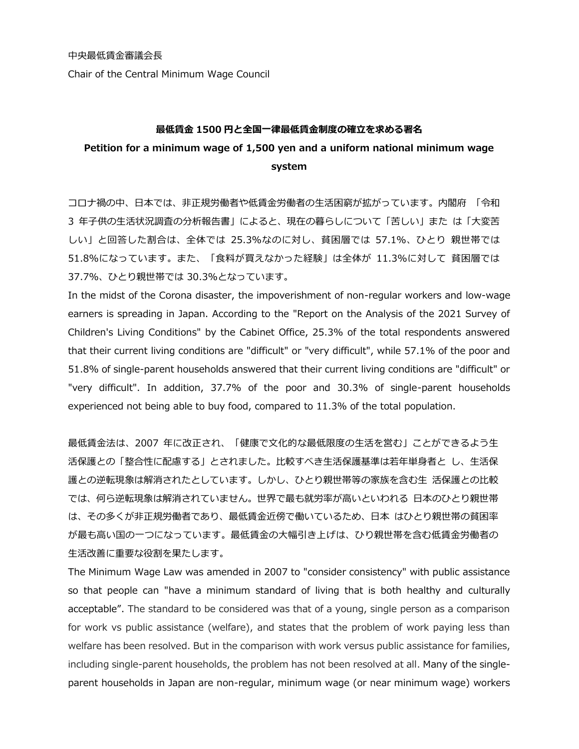中央最低賃金審議会長

Chair of the Central Minimum Wage Council

**最低賃金 1500 円と全国一律最低賃金制度の確立を求める署名**

**Petition for a minimum wage of 1,500 yen and a uniform national minimum wage system**

コロナ禍の中、日本では、非正規労働者や低賃金労働者の生活困窮が拡がっています。内閣府 「令和 3 年子供の生活状況調査の分析報告書」によると、現在の暮らしについて「苦しい」また は「大変苦しい」と回答した割合は、全体では 25.3%なのに対し、貧困層では 57.1%、ひとり 親世帯では 51.8%になっています。また、「食料が買えなかった経験」は全体が 11.3%に対して 貧困層では 37.7%、ひとり親世帯では 30.3%となっています。

In the midst of the Corona disaster, the impoverishment of non-regular workers and low-wage earners is spreading in Japan. According to the "Report on the Analysis of the 2021 Survey of Children's Living Conditions" by the Cabinet Office, 25.3% of the total respondents answered that their current living conditions are "difficult" or "very difficult", while 57.1% of the poor and 51.8% of single-parent households answered that their current living conditions are "difficult" or "very difficult". In addition, 37.7% of the poor and 30.3% of single-parent households experienced not being able to buy food, compared to 11.3% of the total population.

最低賃金法は、2007 年に改正され、「健康で文化的な最低限度の生活を営む」ことができるよう生活保護との「整合性に配慮する」とされました。比較すべき生活保護基準は若年単身者と し、生活保護との逆転現象は解消されたとしています。しかし、ひとり親世帯等の家族を含む生 活保護との比較では、何ら逆転現象は解消されていません。世界で最も就労率が高いといわれる 日本のひとり親世帯は、その多くが非正規労働者であり、最低賃金近傍で働いているため、日本 はひとり親世帯の貧困率が最も高い国の一つになっています。最低賃金の大幅引き上げは、ひり親世帯を含む低賃金労働者の生活改善に重要な役割を果たします。

The Minimum Wage Law was amended in 2007 to "consider consistency" with public assistance so that people can "have a minimum standard of living that is both healthy and culturally acceptable". The standard to be considered was that of a young, single person as a comparison for work vs public assistance (welfare), and states that the problem of work paying less than welfare has been resolved. But in the comparison with work versus public assistance for families, including single-parent households, the problem has not been resolved at all. Many of the single-parent households in Japan are non-regular, minimum wage (or near minimum wage) workers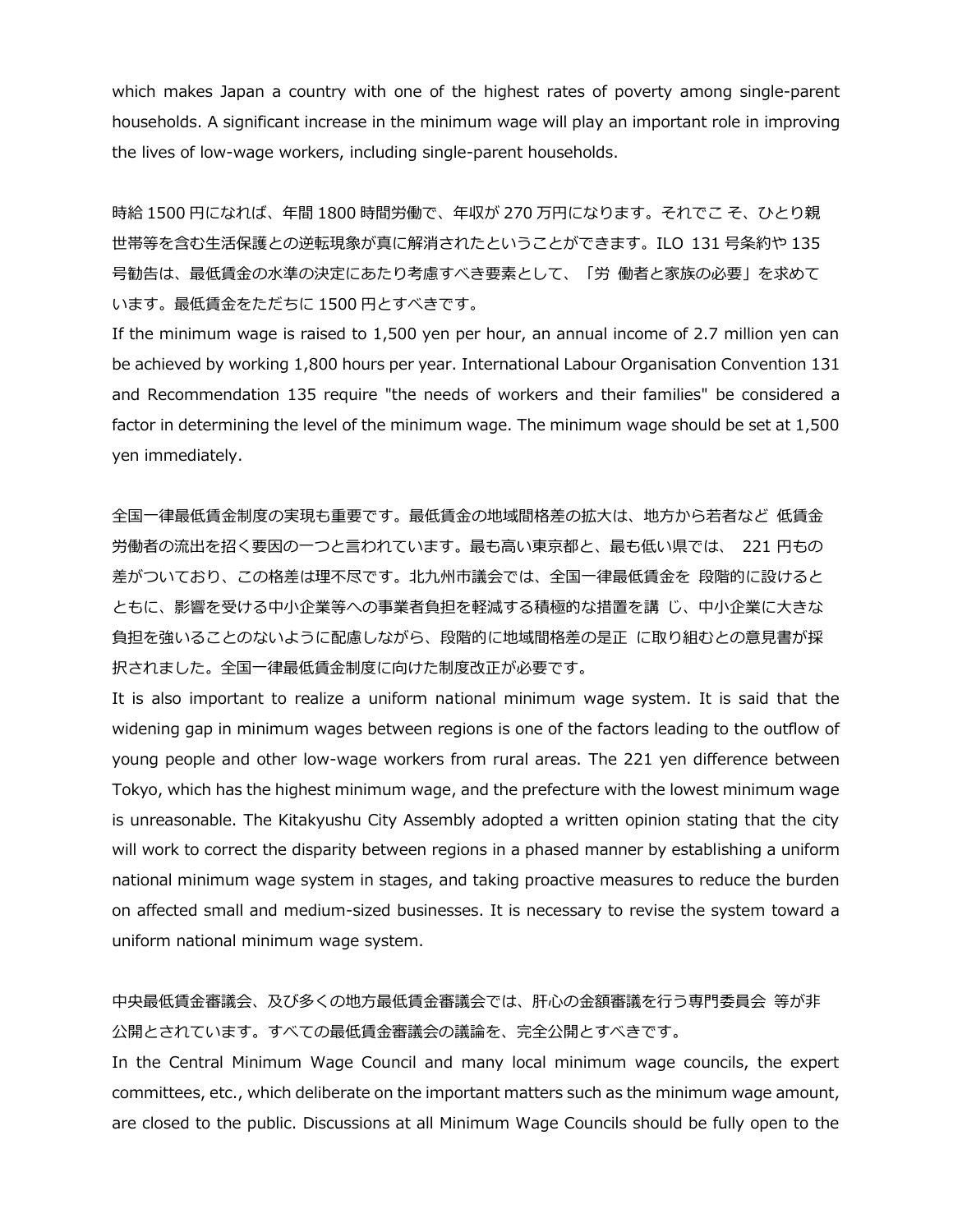which makes Japan a country with one of the highest rates of poverty among single-parent households. A significant increase in the minimum wage will play an important role in improving the lives of low-wage workers, including single-parent households.

時給 1500 円になれば、年間 1800 時間労働で、年収が 270 万円になります。それでこ そ、ひとり親世帯等を含む生活保護との逆転現象が真に解消されたということができます。ILO 131 号条約や 135 号勧告は、最低賃金の水準の決定にあたり考慮すべき要素として、「労 働者と家族の必要」を求めています。最低賃金をただちに 1500 円とすべきです。

If the minimum wage is raised to 1,500 yen per hour, an annual income of 2.7 million yen can be achieved by working 1,800 hours per year. International Labour Organisation Convention 131 and Recommendation 135 require "the needs of workers and their families" be considered a factor in determining the level of the minimum wage. The minimum wage should be set at 1,500 yen immediately.

全国一律最低賃金制度の実現も重要です。最低賃金の地域間格差の拡大は、地方から若者など 低賃金労働者の流出を招く要因の一つと言われています。最も高い東京都と、最も低い県では、 221 円もの差がついており、この格差は理不尽です。北九州市議会では、全国一律最低賃金を 段階的に設けるとともに、影響を受ける中小企業等への事業者負担を軽減する積極的な措置を講 じ、中小企業に大きな負担を強いることのないように配慮しながら、段階的に地域間格差の是正 に取り組むとの意見書が採択されました。全国一律最低賃金制度に向けた制度改正が必要です。

It is also important to realize a uniform national minimum wage system. It is said that the widening gap in minimum wages between regions is one of the factors leading to the outflow of young people and other low-wage workers from rural areas. The 221 yen difference between Tokyo, which has the highest minimum wage, and the prefecture with the lowest minimum wage is unreasonable. The Kitakyushu City Assembly adopted a written opinion stating that the city will work to correct the disparity between regions in a phased manner by establishing a uniform national minimum wage system in stages, and taking proactive measures to reduce the burden on affected small and medium-sized businesses. It is necessary to revise the system toward a uniform national minimum wage system.

中央最低賃金審議会、及び多くの地方最低賃金審議会では、肝心の金額審議を行う専門委員会 等が非公開とされています。すべての最低賃金審議会の議論を、完全公開とすべきです。

In the Central Minimum Wage Council and many local minimum wage councils, the expert committees, etc., which deliberate on the important matters such as the minimum wage amount, are closed to the public. Discussions at all Minimum Wage Councils should be fully open to the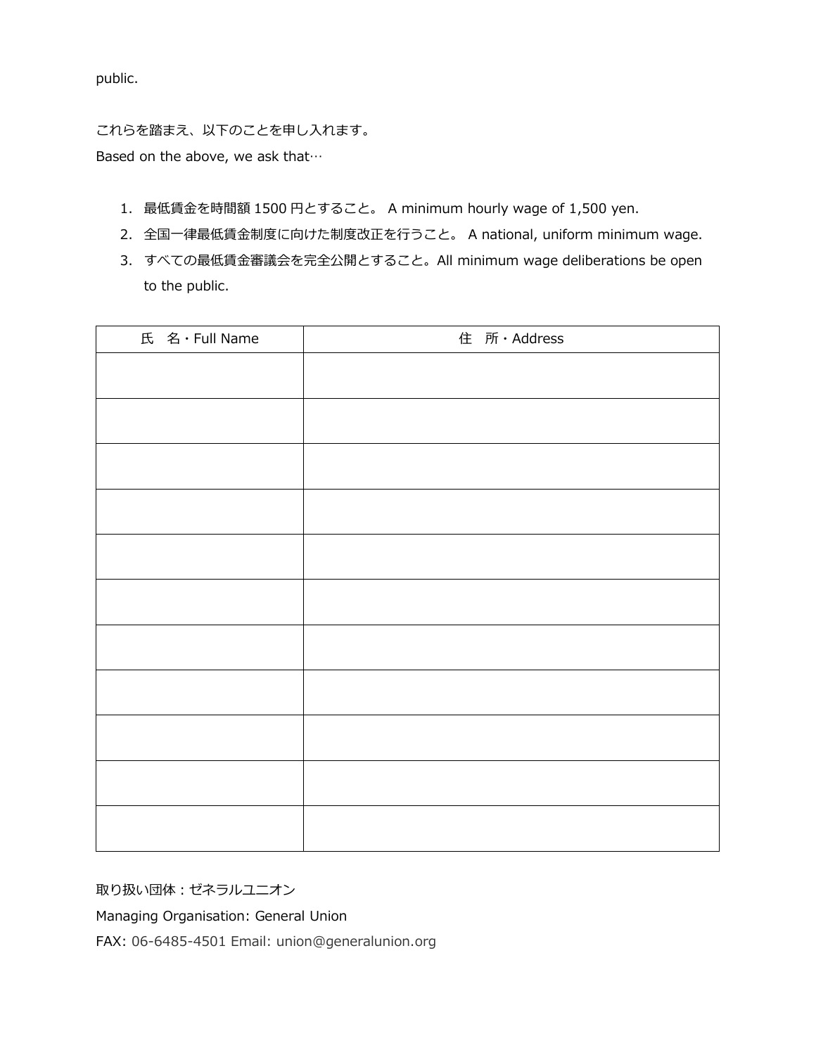public.

これらを踏まえ、以下のことを申し入れます。

Based on the above, we ask that…

1. 最低賃金を時間額 1500 円とすること。 A minimum hourly wage of 1,500 yen.
2. 全国一律最低賃金制度に向けた制度改正を行うこと。 A national, uniform minimum wage.
3. すべての最低賃金審議会を完全公開とすること。All minimum wage deliberations be open to the public.

| 氏　名・Full Name | 住　所・Address |
| --- | --- |
| | |
| | |
| | |
| | |
| | |
| | |
| | |
| | |
| | |
| | |
| | |

取り扱い団体：ゼネラルユニオン

Managing Organisation: General Union

FAX: 06-6485-4501 Email: union@generalunion.org